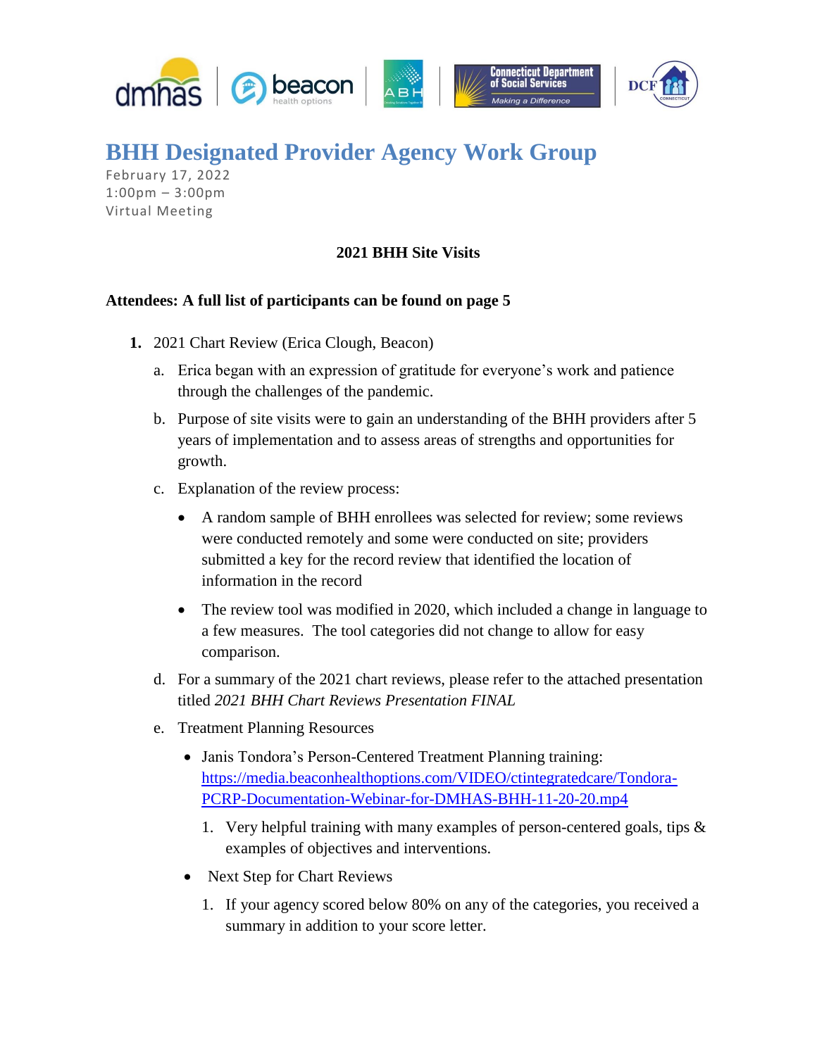# BHH Designated Provider Agency Work Group

February 17, 2022
1:00pm – 3:00pm
Virtual Meeting

**2021 BHH Site Visits**

**Attendees: A full list of participants can be found on page 5**

1. 2021 Chart Review (Erica Clough, Beacon)
   a. Erica began with an expression of gratitude for everyone's work and patience through the challenges of the pandemic.
   b. Purpose of site visits were to gain an understanding of the BHH providers after 5 years of implementation and to assess areas of strengths and opportunities for growth.
   c. Explanation of the review process:
      - A random sample of BHH enrollees was selected for review; some reviews were conducted remotely and some were conducted on site; providers submitted a key for the record review that identified the location of information in the record
      - The review tool was modified in 2020, which included a change in language to a few measures. The tool categories did not change to allow for easy comparison.
   d. For a summary of the 2021 chart reviews, please refer to the attached presentation titled *2021 BHH Chart Reviews Presentation FINAL*
   e. Treatment Planning Resources
      - Janis Tondora's Person-Centered Treatment Planning training: [https://media.beaconhealthoptions.com/VIDEO/ctintegratedcare/Tondora-PCRP-Documentation-Webinar-for-DMHAS-BHH-11-20-20.mp4](https://media.beaconhealthoptions.com/VIDEO/ctintegratedcare/Tondora-PCRP-Documentation-Webinar-for-DMHAS-BHH-11-20-20.mp4)
        1. Very helpful training with many examples of person-centered goals, tips & examples of objectives and interventions.
      - Next Step for Chart Reviews
        1. If your agency scored below 80% on any of the categories, you received a summary in addition to your score letter.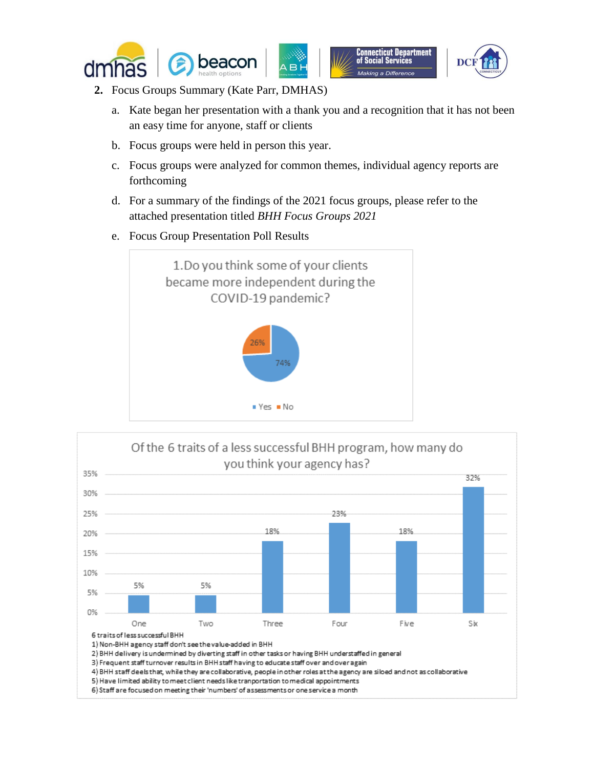2. Focus Groups Summary (Kate Parr, DMHAS)

   a. Kate began her presentation with a thank you and a recognition that it has not been an easy time for anyone, staff or clients

   b. Focus groups were held in person this year.

   c. Focus groups were analyzed for common themes, individual agency reports are forthcoming

   d. For a summary of the findings of the 2021 focus groups, please refer to the attached presentation titled *BHH Focus Groups 2021*

   e. Focus Group Presentation Poll Results

1.Do you think some of your clients became more independent during the COVID-19 pandemic?

| Response | Percent |
|---|---|
| Yes | 74% |
| No | 26% |

Of the 6 traits of a less successful BHH program, how many do you think your agency has?

| Number of traits | Percent |
|---|---|
| One | 5% |
| Two | 5% |
| Three | 18% |
| Four | 23% |
| Five | 18% |
| Six | 32% |

6 traits of less successful BHH

1) Non-BHH agency staff don't see the value-added in BHH
2) BHH delivery is undermined by diverting staff in other tasks or having BHH understaffed in general
3) Frequent staff turnover results in BHH staff having to educate staff over and over again
4) BHH staff deels that, while they are collaborative, people in other roles at the agency are siloed and not as collaborative
5) Have limited ability to meet client needs like tranportation to medical appointments
6) Staff are focused on meeting their 'numbers' of assessments or one service a month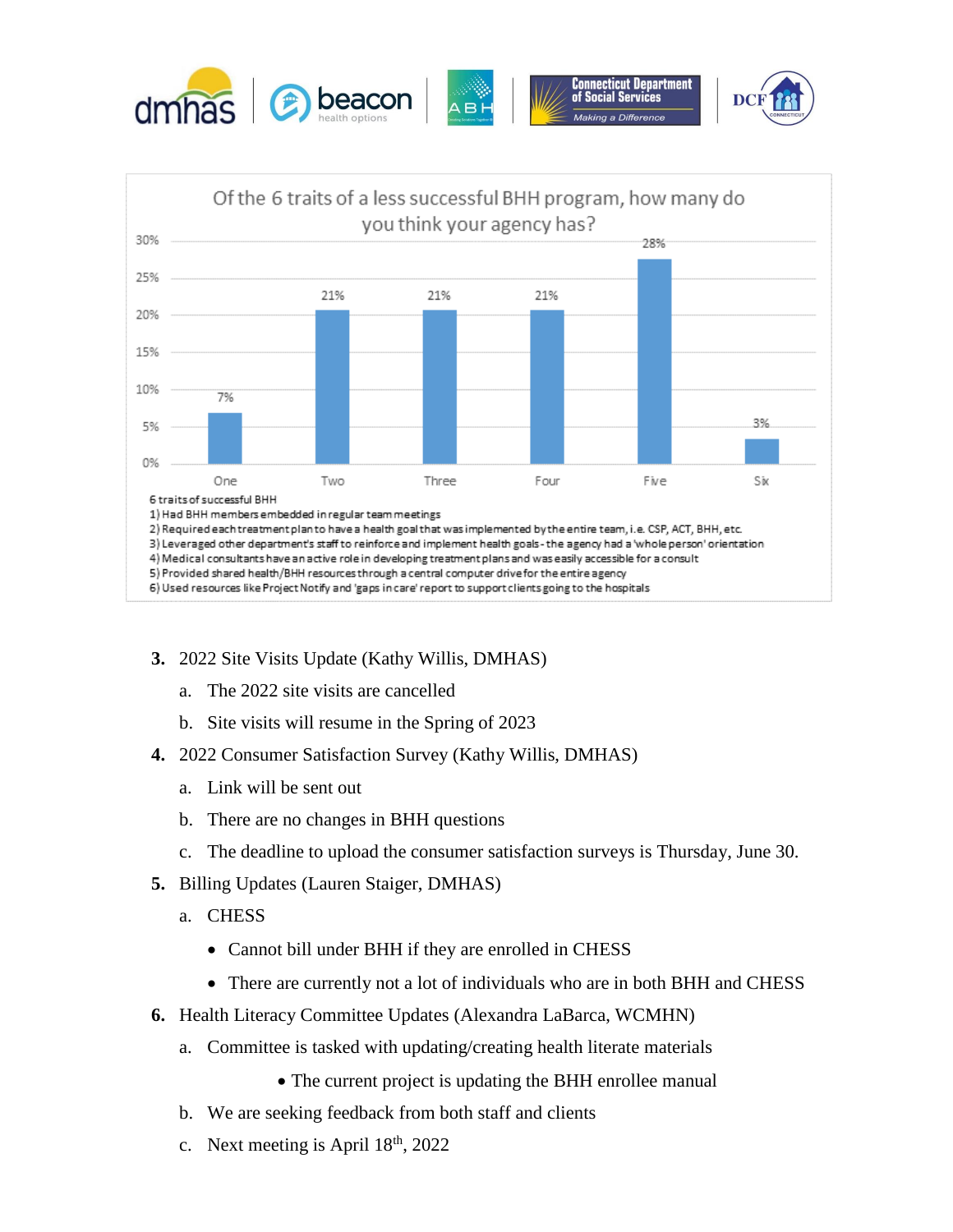Of the 6 traits of a less successful BHH program, how many do you think your agency has?

| Number of traits | Percentage |
|---|---|
| One | 7% |
| Two | 21% |
| Three | 21% |
| Four | 21% |
| Five | 28% |
| Six | 3% |

6 traits of successful BHH
1) Had BHH members embedded in regular team meetings
2) Required each treatment plan to have a health goal that was implemented by the entire team, i.e. CSP, ACT, BHH, etc.
3) Leveraged other department's staff to reinforce and implement health goals - the agency had a 'whole person' orientation
4) Medical consultants have an active role in developing treatment plans and was easily accessible for a consult
5) Provided shared health/BHH resources through a central computer drive for the entire agency
6) Used resources like Project Notify and 'gaps in care' report to support clients going to the hospitals

3. 2022 Site Visits Update (Kathy Willis, DMHAS)
   a. The 2022 site visits are cancelled
   b. Site visits will resume in the Spring of 2023
4. 2022 Consumer Satisfaction Survey (Kathy Willis, DMHAS)
   a. Link will be sent out
   b. There are no changes in BHH questions
   c. The deadline to upload the consumer satisfaction surveys is Thursday, June 30.
5. Billing Updates (Lauren Staiger, DMHAS)
   a. CHESS
      - Cannot bill under BHH if they are enrolled in CHESS
      - There are currently not a lot of individuals who are in both BHH and CHESS
6. Health Literacy Committee Updates (Alexandra LaBarca, WCMHN)
   a. Committee is tasked with updating/creating health literate materials
      - The current project is updating the BHH enrollee manual
   b. We are seeking feedback from both staff and clients
   c. Next meeting is April 18th, 2022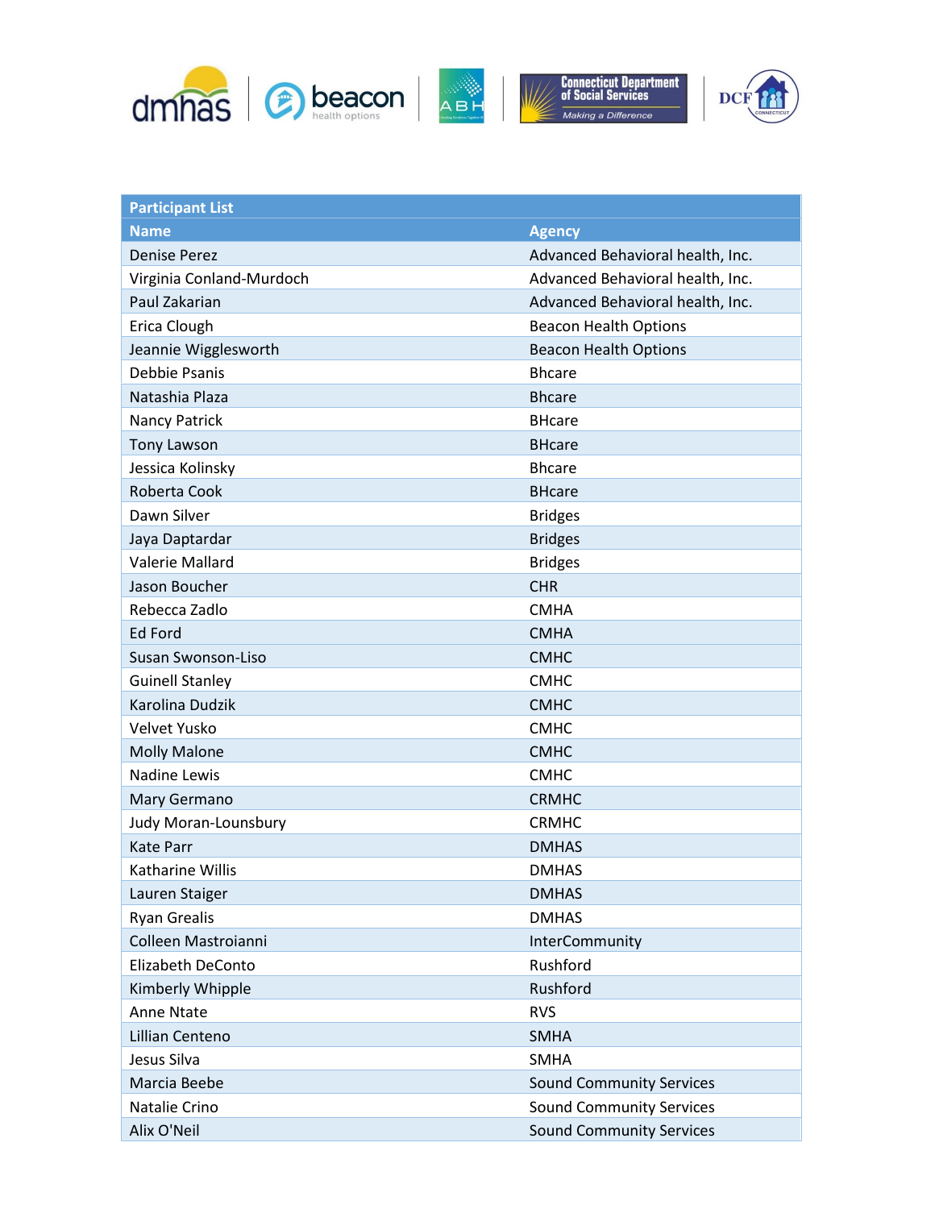| Participant List | |
|---|---|
| **Name** | **Agency** |
| Denise Perez | Advanced Behavioral health, Inc. |
| Virginia Conland-Murdoch | Advanced Behavioral health, Inc. |
| Paul Zakarian | Advanced Behavioral health, Inc. |
| Erica Clough | Beacon Health Options |
| Jeannie Wigglesworth | Beacon Health Options |
| Debbie Psanis | Bhcare |
| Natashia Plaza | Bhcare |
| Nancy Patrick | BHcare |
| Tony Lawson | BHcare |
| Jessica Kolinsky | Bhcare |
| Roberta Cook | BHcare |
| Dawn Silver | Bridges |
| Jaya Daptardar | Bridges |
| Valerie Mallard | Bridges |
| Jason Boucher | CHR |
| Rebecca Zadlo | CMHA |
| Ed Ford | CMHA |
| Susan Swonson-Liso | CMHC |
| Guinell Stanley | CMHC |
| Karolina Dudzik | CMHC |
| Velvet Yusko | CMHC |
| Molly Malone | CMHC |
| Nadine Lewis | CMHC |
| Mary Germano | CRMHC |
| Judy Moran-Lounsbury | CRMHC |
| Kate Parr | DMHAS |
| Katharine Willis | DMHAS |
| Lauren Staiger | DMHAS |
| Ryan Grealis | DMHAS |
| Colleen Mastroianni | InterCommunity |
| Elizabeth DeConto | Rushford |
| Kimberly Whipple | Rushford |
| Anne Ntate | RVS |
| Lillian Centeno | SMHA |
| Jesus Silva | SMHA |
| Marcia Beebe | Sound Community Services |
| Natalie Crino | Sound Community Services |
| Alix O'Neil | Sound Community Services |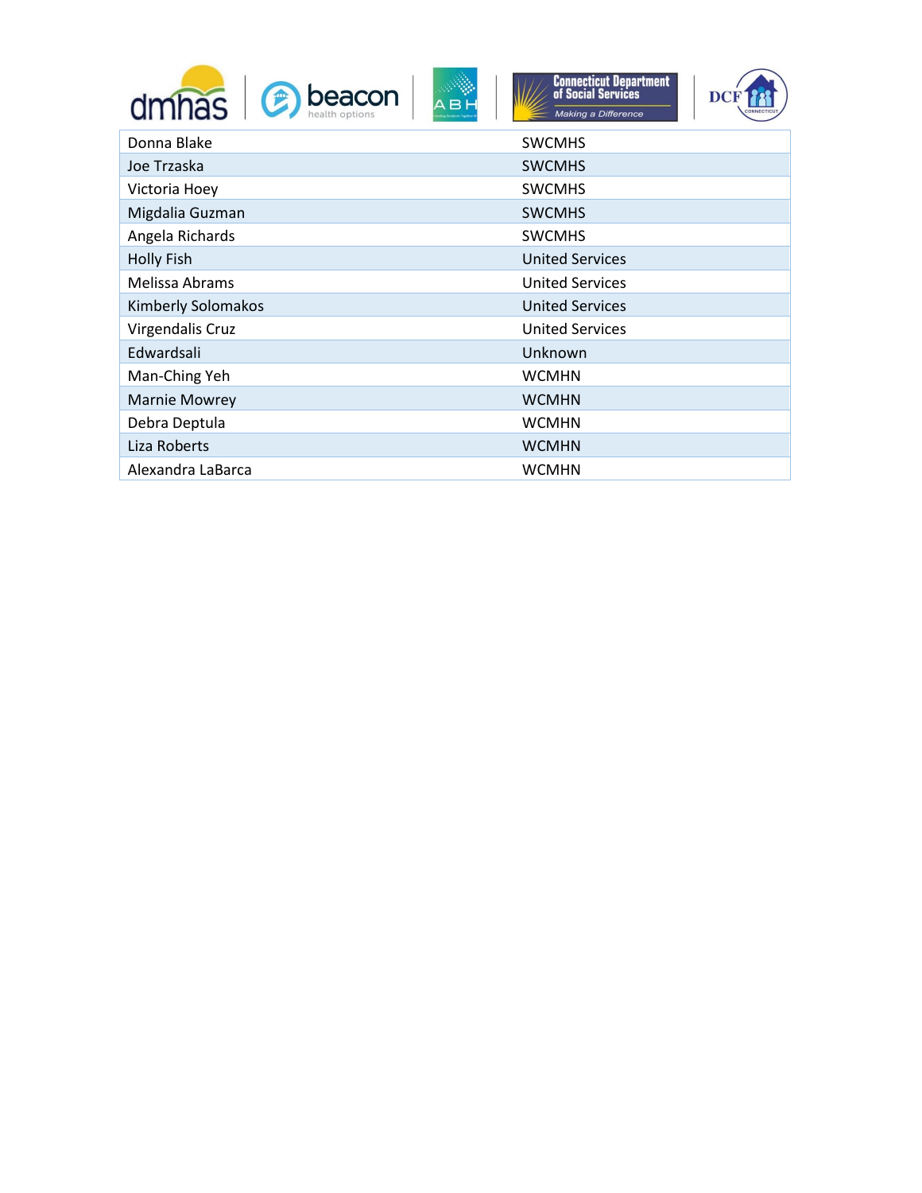| | |
|---|---|
| Donna Blake | SWCMHS |
| Joe Trzaska | SWCMHS |
| Victoria Hoey | SWCMHS |
| Migdalia Guzman | SWCMHS |
| Angela Richards | SWCMHS |
| Holly Fish | United Services |
| Melissa Abrams | United Services |
| Kimberly Solomakos | United Services |
| Virgendalis Cruz | United Services |
| Edwardsali | Unknown |
| Man-Ching Yeh | WCMHN |
| Marnie Mowrey | WCMHN |
| Debra Deptula | WCMHN |
| Liza Roberts | WCMHN |
| Alexandra LaBarca | WCMHN |